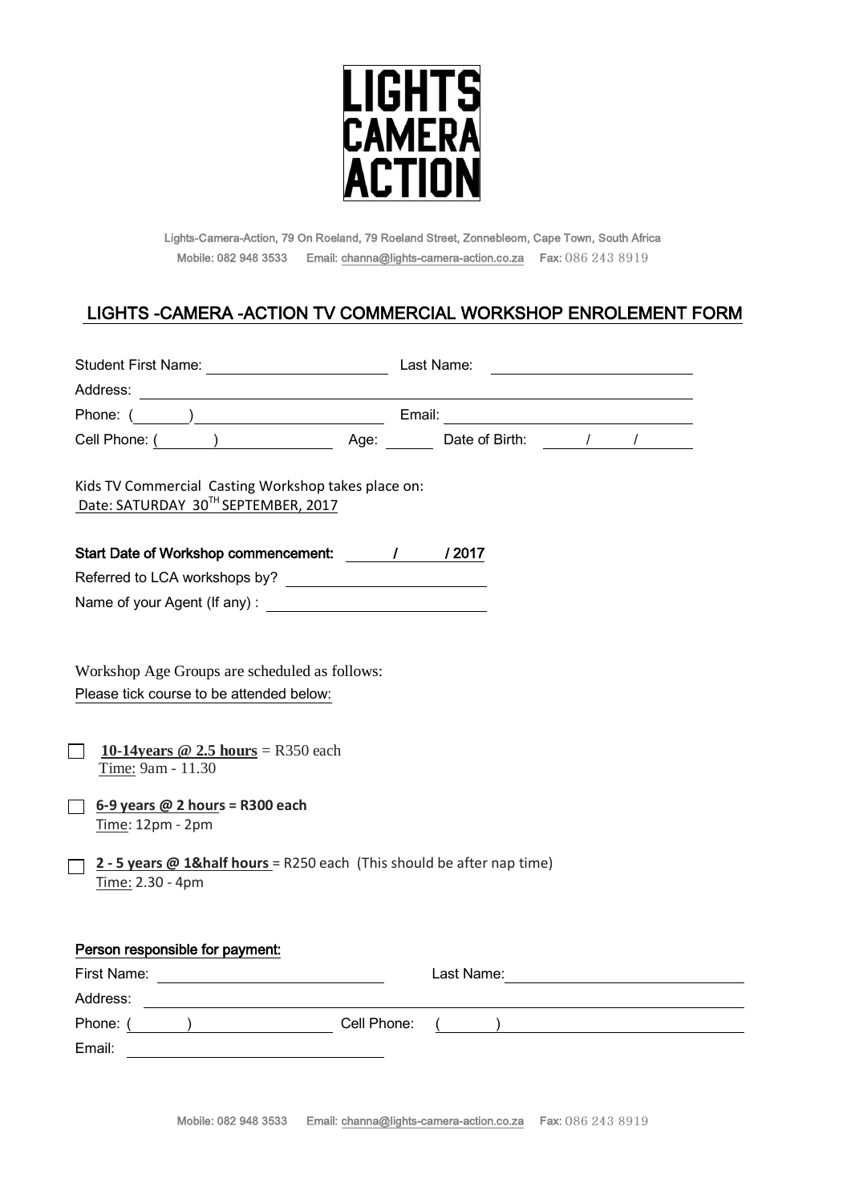# LIGHTS CAMERA ACTION

Lights-Camera-Action, 79 On Roeland, 79 Roeland Street, Zonnebleom, Cape Town, South Africa

Mobile: 082 948 3533   Email: channa@lights-camera-action.co.za   Fax: 086 243 8919

## LIGHTS -CAMERA -ACTION TV COMMERCIAL WORKSHOP ENROLEMENT FORM

Student First Name: ______________________ Last Name: ______________________

Address: ____________________________________________________________

Phone: (______) ______________________ Email: ______________________

Cell Phone: (______) ______________ Age: ______ Date of Birth: ____ / ____ / ____

Kids TV Commercial Casting Workshop takes place on:
Date: SATURDAY 30TH SEPTEMBER, 2017

**Start Date of Workshop commencement: ____ / ____ / 2017**

Referred to LCA workshops by? ______________________

Name of your Agent (If any) : ______________________

Workshop Age Groups are scheduled as follows:
Please tick course to be attended below:

- [ ] **10-14years @ 2.5 hours** = R350 each
  Time: 9am - 11.30

- [ ] **6-9 years @ 2 hours = R300 each**
  Time: 12pm - 2pm

- [ ] **2 - 5 years @ 1&half hours** = R250 each (This should be after nap time)
  Time: 2.30 - 4pm

### Person responsible for payment:

First Name: ______________________ Last Name: ______________________

Address: ____________________________________________________________

Phone: (______) ______________ Cell Phone: (______) ______________________

Email: ______________________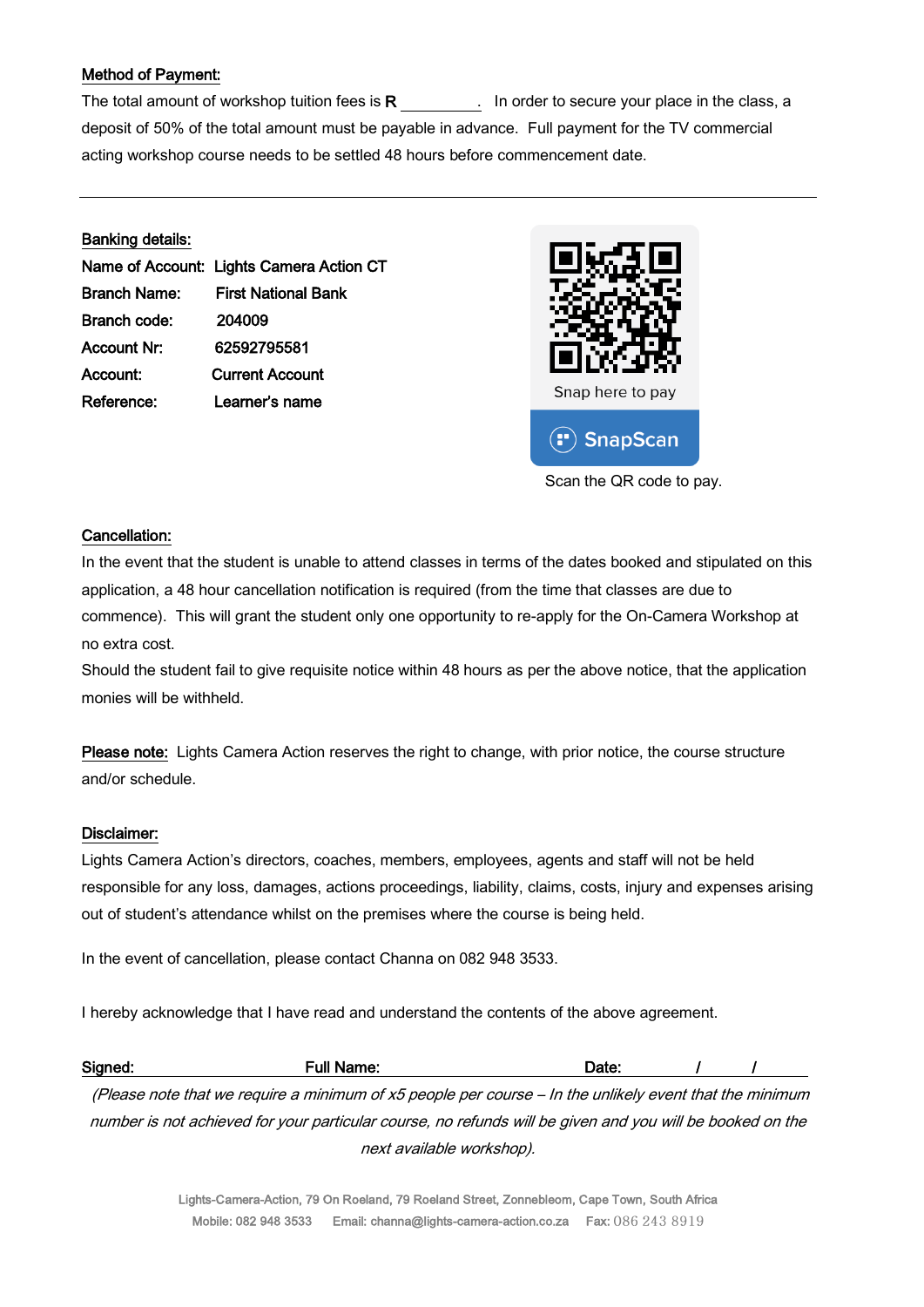**Method of Payment:**

The total amount of workshop tuition fees is **R** _________. In order to secure your place in the class, a deposit of 50% of the total amount must be payable in advance. Full payment for the TV commercial acting workshop course needs to be settled 48 hours before commencement date.

---

**Banking details:**

| | |
|---|---|
| Name of Account: | Lights Camera Action CT |
| Branch Name: | First National Bank |
| Branch code: | 204009 |
| Account Nr: | 62592795581 |
| Account: | Current Account |
| Reference: | Learner's name |

Snap here to pay

SnapScan

Scan the QR code to pay.

**Cancellation:**

In the event that the student is unable to attend classes in terms of the dates booked and stipulated on this application, a 48 hour cancellation notification is required (from the time that classes are due to commence). This will grant the student only one opportunity to re-apply for the On-Camera Workshop at no extra cost.

Should the student fail to give requisite notice within 48 hours as per the above notice, that the application monies will be withheld.

**Please note:** Lights Camera Action reserves the right to change, with prior notice, the course structure and/or schedule.

**Disclaimer:**

Lights Camera Action's directors, coaches, members, employees, agents and staff will not be held responsible for any loss, damages, actions proceedings, liability, claims, costs, injury and expenses arising out of student's attendance whilst on the premises where the course is being held.

In the event of cancellation, please contact Channa on 082 948 3533.

I hereby acknowledge that I have read and understand the contents of the above agreement.

**Signed:** ____________ **Full Name:** ____________ **Date:** ____ / ____ / ____

*(Please note that we require a minimum of x5 people per course – In the unlikely event that the minimum number is not achieved for your particular course, no refunds will be given and you will be booked on the next available workshop).*

Lights-Camera-Action, 79 On Roeland, 79 Roeland Street, Zonnebleom, Cape Town, South Africa

Mobile: 082 948 3533 Email: channa@lights-camera-action.co.za Fax: 086 243 8919